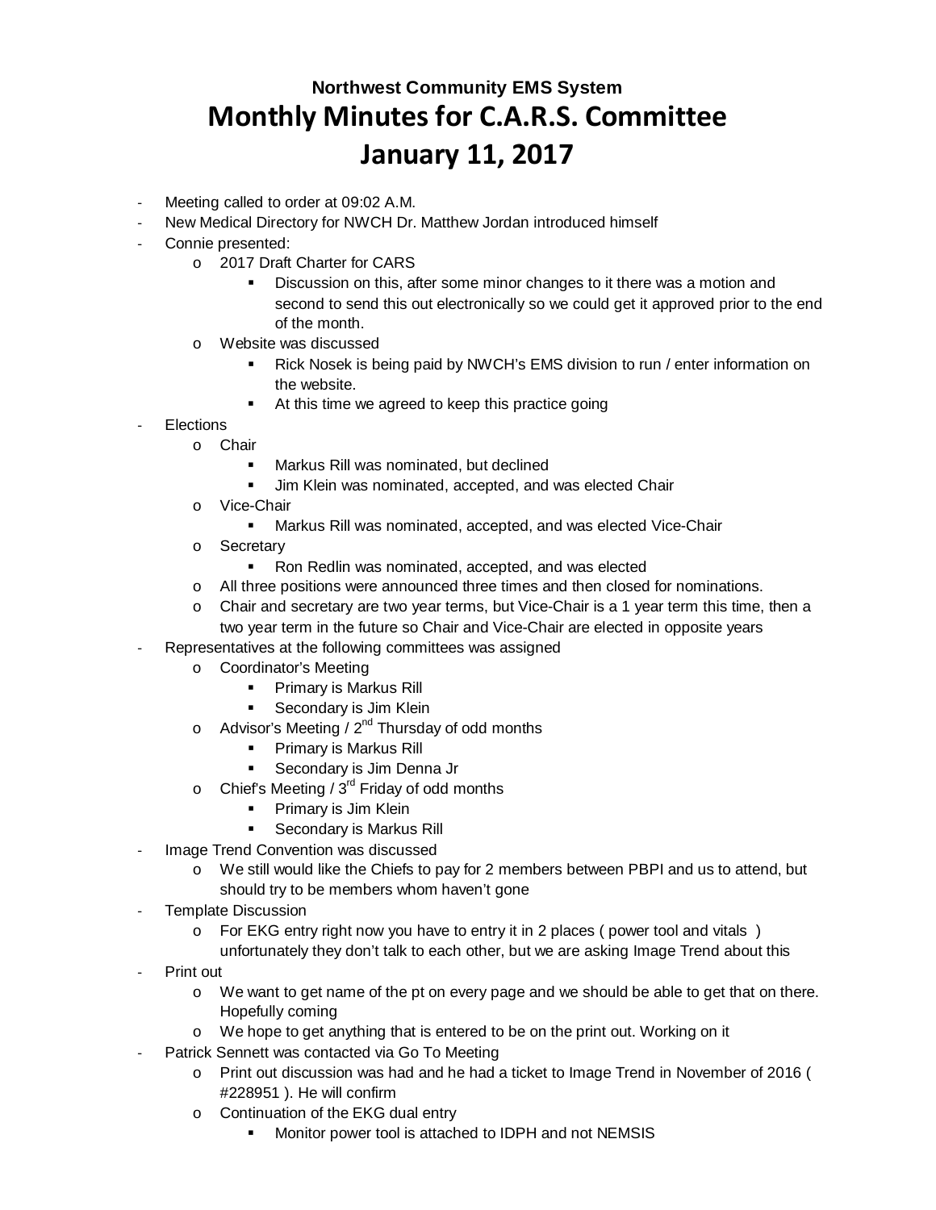**Northwest Community EMS System**

# Monthly Minutes for C.A.R.S. Committee
# January 11, 2017

- Meeting called to order at 09:02 A.M.
- New Medical Directory for NWCH Dr. Matthew Jordan introduced himself
- Connie presented:
  - 2017 Draft Charter for CARS
    - Discussion on this, after some minor changes to it there was a motion and second to send this out electronically so we could get it approved prior to the end of the month.
  - Website was discussed
    - Rick Nosek is being paid by NWCH's EMS division to run / enter information on the website.
    - At this time we agreed to keep this practice going
- Elections
  - Chair
    - Markus Rill was nominated, but declined
    - Jim Klein was nominated, accepted, and was elected Chair
  - Vice-Chair
    - Markus Rill was nominated, accepted, and was elected Vice-Chair
  - Secretary
    - Ron Redlin was nominated, accepted, and was elected
  - All three positions were announced three times and then closed for nominations.
  - Chair and secretary are two year terms, but Vice-Chair is a 1 year term this time, then a two year term in the future so Chair and Vice-Chair are elected in opposite years
- Representatives at the following committees was assigned
  - Coordinator's Meeting
    - Primary is Markus Rill
    - Secondary is Jim Klein
  - Advisor's Meeting / 2nd Thursday of odd months
    - Primary is Markus Rill
    - Secondary is Jim Denna Jr
  - Chief's Meeting / 3rd Friday of odd months
    - Primary is Jim Klein
    - Secondary is Markus Rill
- Image Trend Convention was discussed
  - We still would like the Chiefs to pay for 2 members between PBPI and us to attend, but should try to be members whom haven't gone
- Template Discussion
  - For EKG entry right now you have to entry it in 2 places ( power tool and vitals ) unfortunately they don't talk to each other, but we are asking Image Trend about this
- Print out
  - We want to get name of the pt on every page and we should be able to get that on there. Hopefully coming
  - We hope to get anything that is entered to be on the print out. Working on it
- Patrick Sennett was contacted via Go To Meeting
  - Print out discussion was had and he had a ticket to Image Trend in November of 2016 ( #228951 ). He will confirm
  - Continuation of the EKG dual entry
    - Monitor power tool is attached to IDPH and not NEMSIS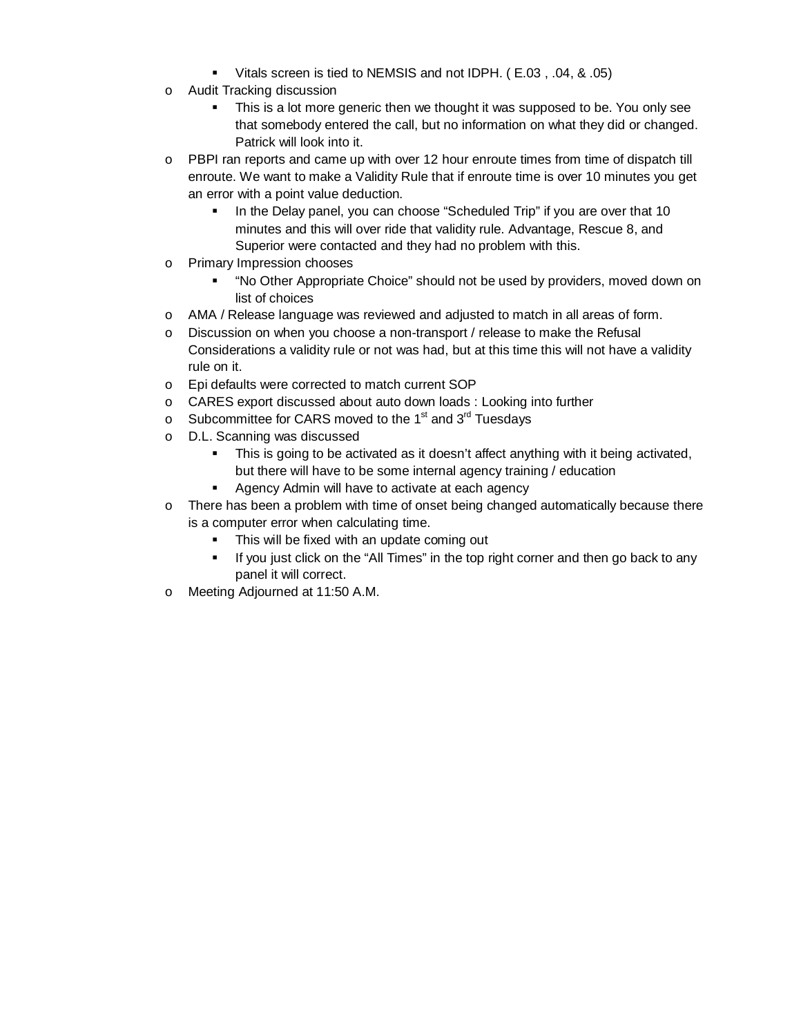- Vitals screen is tied to NEMSIS and not IDPH. ( E.03 , .04, & .05)
- Audit Tracking discussion
    - This is a lot more generic then we thought it was supposed to be. You only see that somebody entered the call, but no information on what they did or changed. Patrick will look into it.
- PBPI ran reports and came up with over 12 hour enroute times from time of dispatch till enroute. We want to make a Validity Rule that if enroute time is over 10 minutes you get an error with a point value deduction.
    - In the Delay panel, you can choose "Scheduled Trip" if you are over that 10 minutes and this will over ride that validity rule. Advantage, Rescue 8, and Superior were contacted and they had no problem with this.
- Primary Impression chooses
    - "No Other Appropriate Choice" should not be used by providers, moved down on list of choices
- AMA / Release language was reviewed and adjusted to match in all areas of form.
- Discussion on when you choose a non-transport / release to make the Refusal Considerations a validity rule or not was had, but at this time this will not have a validity rule on it.
- Epi defaults were corrected to match current SOP
- CARES export discussed about auto down loads : Looking into further
- Subcommittee for CARS moved to the 1st and 3rd Tuesdays
- D.L. Scanning was discussed
    - This is going to be activated as it doesn't affect anything with it being activated, but there will have to be some internal agency training / education
    - Agency Admin will have to activate at each agency
- There has been a problem with time of onset being changed automatically because there is a computer error when calculating time.
    - This will be fixed with an update coming out
    - If you just click on the "All Times" in the top right corner and then go back to any panel it will correct.
- Meeting Adjourned at 11:50 A.M.